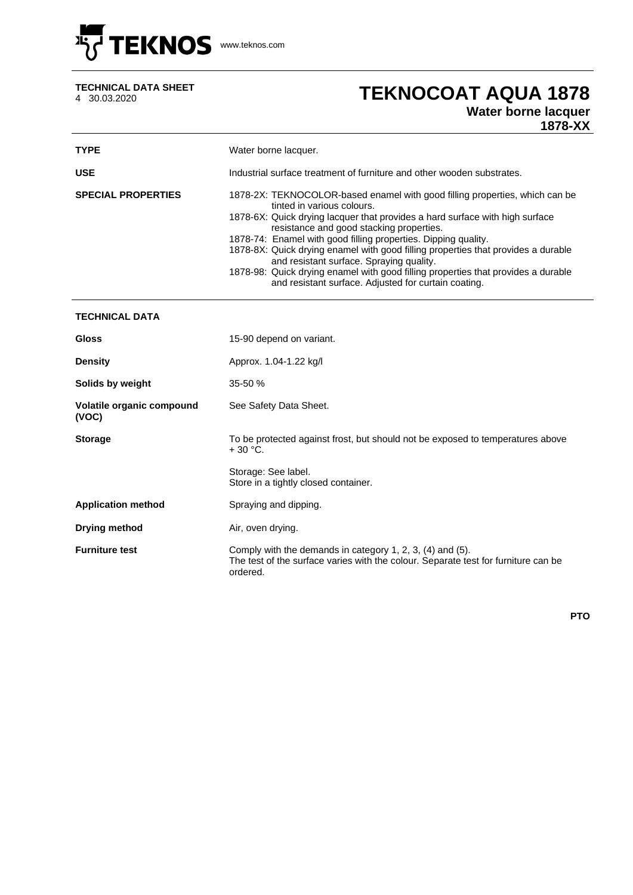**TEKNOS** www.teknos.com

**TECHNICAL DATA SHEET**
4 30.03.2020

# TEKNOCOAT AQUA 1878

**Water borne lacquer**
**1878-XX**

| | |
|---|---|
| **TYPE** | Water borne lacquer. |
| **USE** | Industrial surface treatment of furniture and other wooden substrates. |
| **SPECIAL PROPERTIES** | 1878-2X: TEKNOCOLOR-based enamel with good filling properties, which can be tinted in various colours.<br>1878-6X: Quick drying lacquer that provides a hard surface with high surface resistance and good stacking properties.<br>1878-74: Enamel with good filling properties. Dipping quality.<br>1878-8X: Quick drying enamel with good filling properties that provides a durable and resistant surface. Spraying quality.<br>1878-98: Quick drying enamel with good filling properties that provides a durable and resistant surface. Adjusted for curtain coating. |

## TECHNICAL DATA

| | |
|---|---|
| **Gloss** | 15-90 depend on variant. |
| **Density** | Approx. 1.04-1.22 kg/l |
| **Solids by weight** | 35-50 % |
| **Volatile organic compound (VOC)** | See Safety Data Sheet. |
| **Storage** | To be protected against frost, but should not be exposed to temperatures above + 30 °C.<br><br>Storage: See label.<br>Store in a tightly closed container. |
| **Application method** | Spraying and dipping. |
| **Drying method** | Air, oven drying. |
| **Furniture test** | Comply with the demands in category 1, 2, 3, (4) and (5).<br>The test of the surface varies with the colour. Separate test for furniture can be ordered. |

**PTO**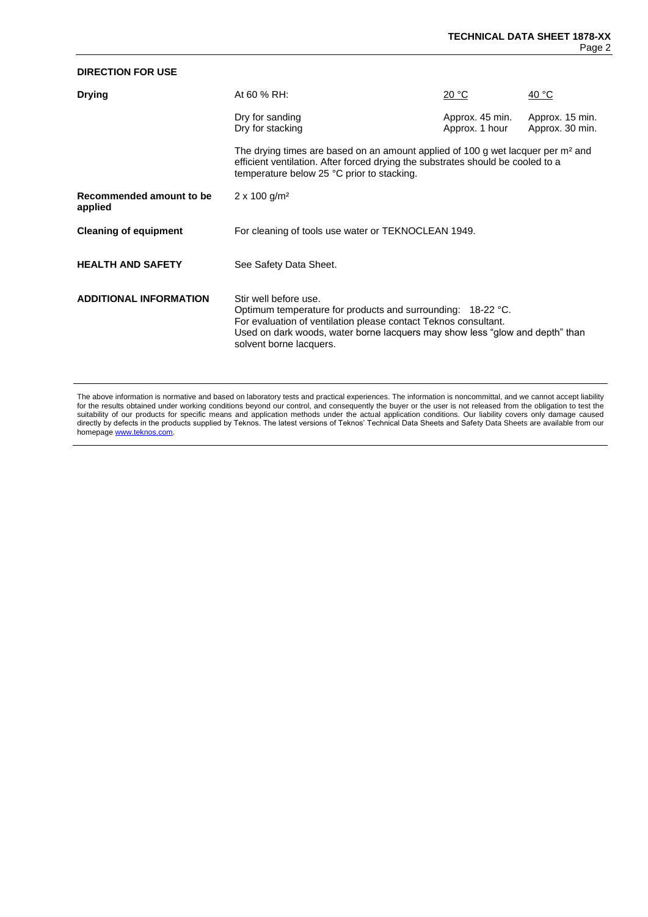## DIRECTION FOR USE

| | | | |
|---|---|---|---|
| **Drying** | At 60 % RH: | 20 °C | 40 °C |
| | Dry for sanding | Approx. 45 min. | Approx. 15 min. |
| | Dry for stacking | Approx. 1 hour | Approx. 30 min. |

The drying times are based on an amount applied of 100 g wet lacquer per m² and efficient ventilation. After forced drying the substrates should be cooled to a temperature below 25 °C prior to stacking.

**Recommended amount to be applied**

2 x 100 g/m²

**Cleaning of equipment**

For cleaning of tools use water or TEKNOCLEAN 1949.

## HEALTH AND SAFETY

See Safety Data Sheet.

## ADDITIONAL INFORMATION

Stir well before use.
Optimum temperature for products and surrounding: 18-22 °C.
For evaluation of ventilation please contact Teknos consultant.
Used on dark woods, water borne lacquers may show less "glow and depth" than solvent borne lacquers.

---

The above information is normative and based on laboratory tests and practical experiences. The information is noncommittal, and we cannot accept liability for the results obtained under working conditions beyond our control, and consequently the buyer or the user is not released from the obligation to test the suitability of our products for specific means and application methods under the actual application conditions. Our liability covers only damage caused directly by defects in the products supplied by Teknos. The latest versions of Teknos' Technical Data Sheets and Safety Data Sheets are available from our homepage www.teknos.com.